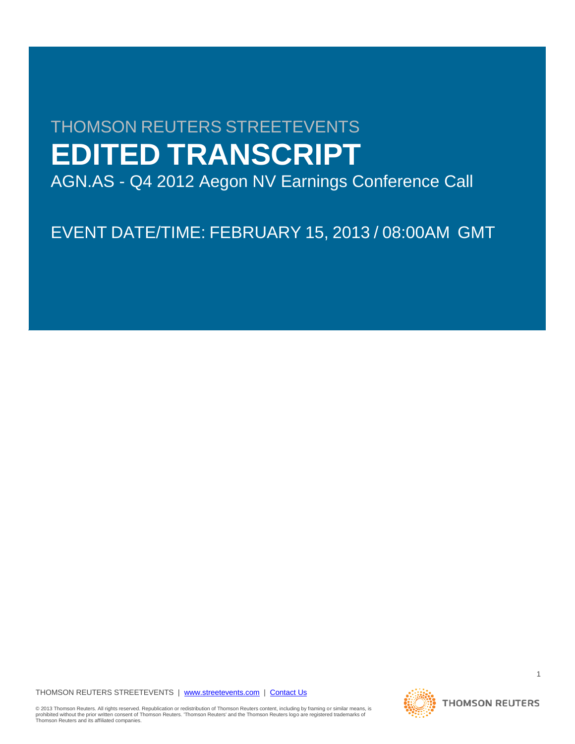THOMSON REUTERS STREETEVENTS

# EDITED TRANSCRIPT

AGN.AS - Q4 2012 Aegon NV Earnings Conference Call

EVENT DATE/TIME: FEBRUARY 15, 2013 / 08:00AM GMT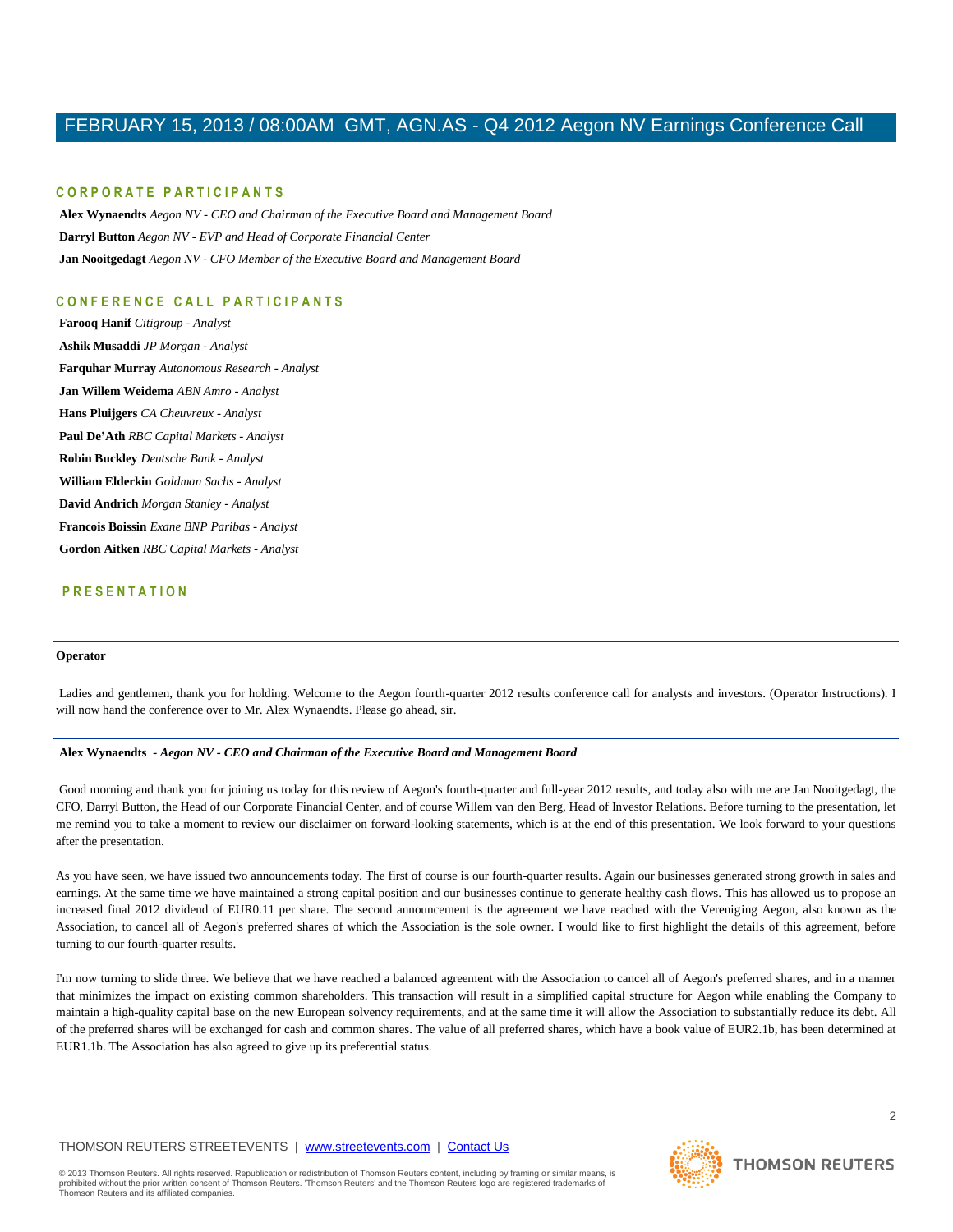## CORPORATE PARTICIPANTS

**Alex Wynaendts** *Aegon NV - CEO and Chairman of the Executive Board and Management Board*

**Darryl Button** *Aegon NV - EVP and Head of Corporate Financial Center*

**Jan Nooitgedagt** *Aegon NV - CFO Member of the Executive Board and Management Board*

## CONFERENCE CALL PARTICIPANTS

**Farooq Hanif** *Citigroup - Analyst*

**Ashik Musaddi** *JP Morgan - Analyst*

**Farquhar Murray** *Autonomous Research - Analyst*

**Jan Willem Weidema** *ABN Amro - Analyst*

**Hans Pluijgers** *CA Cheuvreux - Analyst*

**Paul De'Ath** *RBC Capital Markets - Analyst*

**Robin Buckley** *Deutsche Bank - Analyst*

**William Elderkin** *Goldman Sachs - Analyst*

**David Andrich** *Morgan Stanley - Analyst*

**Francois Boissin** *Exane BNP Paribas - Analyst*

**Gordon Aitken** *RBC Capital Markets - Analyst*

## PRESENTATION

---

**Operator**

Ladies and gentlemen, thank you for holding. Welcome to the Aegon fourth-quarter 2012 results conference call for analysts and investors. (Operator Instructions). I will now hand the conference over to Mr. Alex Wynaendts. Please go ahead, sir.

---

**Alex Wynaendts** *- Aegon NV - CEO and Chairman of the Executive Board and Management Board*

Good morning and thank you for joining us today for this review of Aegon's fourth-quarter and full-year 2012 results, and today also with me are Jan Nooitgedagt, the CFO, Darryl Button, the Head of our Corporate Financial Center, and of course Willem van den Berg, Head of Investor Relations. Before turning to the presentation, let me remind you to take a moment to review our disclaimer on forward-looking statements, which is at the end of this presentation. We look forward to your questions after the presentation.

As you have seen, we have issued two announcements today. The first of course is our fourth-quarter results. Again our businesses generated strong growth in sales and earnings. At the same time we have maintained a strong capital position and our businesses continue to generate healthy cash flows. This has allowed us to propose an increased final 2012 dividend of EUR0.11 per share. The second announcement is the agreement we have reached with the Vereniging Aegon, also known as the Association, to cancel all of Aegon's preferred shares of which the Association is the sole owner. I would like to first highlight the details of this agreement, before turning to our fourth-quarter results.

I'm now turning to slide three. We believe that we have reached a balanced agreement with the Association to cancel all of Aegon's preferred shares, and in a manner that minimizes the impact on existing common shareholders. This transaction will result in a simplified capital structure for Aegon while enabling the Company to maintain a high-quality capital base on the new European solvency requirements, and at the same time it will allow the Association to substantially reduce its debt. All of the preferred shares will be exchanged for cash and common shares. The value of all preferred shares, which have a book value of EUR2.1b, has been determined at EUR1.1b. The Association has also agreed to give up its preferential status.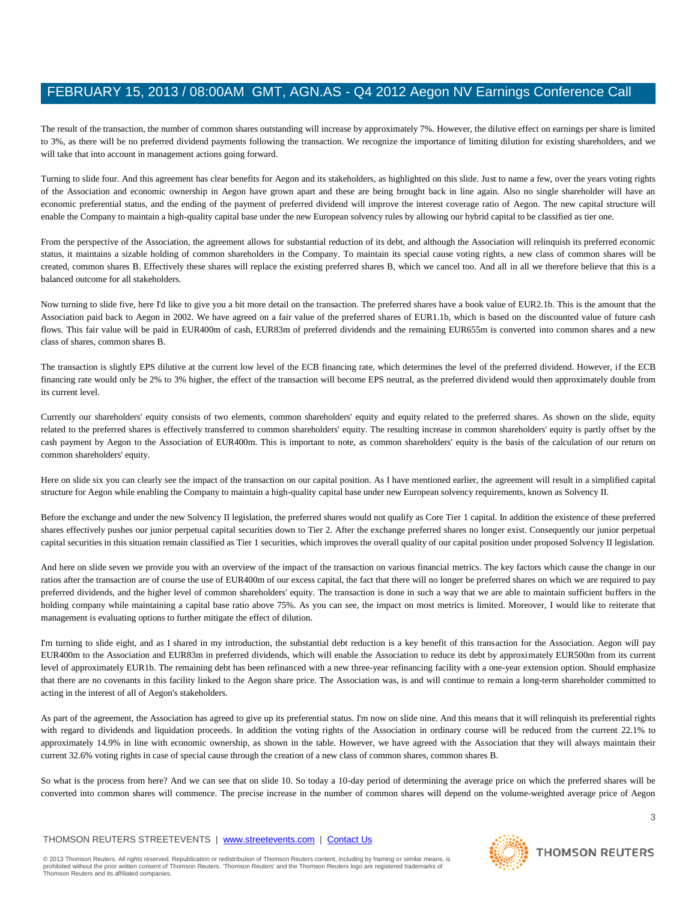The result of the transaction, the number of common shares outstanding will increase by approximately 7%. However, the dilutive effect on earnings per share is limited to 3%, as there will be no preferred dividend payments following the transaction. We recognize the importance of limiting dilution for existing shareholders, and we will take that into account in management actions going forward.

Turning to slide four. And this agreement has clear benefits for Aegon and its stakeholders, as highlighted on this slide. Just to name a few, over the years voting rights of the Association and economic ownership in Aegon have grown apart and these are being brought back in line again. Also no single shareholder will have an economic preferential status, and the ending of the payment of preferred dividend will improve the interest coverage ratio of Aegon. The new capital structure will enable the Company to maintain a high-quality capital base under the new European solvency rules by allowing our hybrid capital to be classified as tier one.

From the perspective of the Association, the agreement allows for substantial reduction of its debt, and although the Association will relinquish its preferred economic status, it maintains a sizable holding of common shareholders in the Company. To maintain its special cause voting rights, a new class of common shares will be created, common shares B. Effectively these shares will replace the existing preferred shares B, which we cancel too. And all in all we therefore believe that this is a balanced outcome for all stakeholders.

Now turning to slide five, here I'd like to give you a bit more detail on the transaction. The preferred shares have a book value of EUR2.1b. This is the amount that the Association paid back to Aegon in 2002. We have agreed on a fair value of the preferred shares of EUR1.1b, which is based on the discounted value of future cash flows. This fair value will be paid in EUR400m of cash, EUR83m of preferred dividends and the remaining EUR655m is converted into common shares and a new class of shares, common shares B.

The transaction is slightly EPS dilutive at the current low level of the ECB financing rate, which determines the level of the preferred dividend. However, if the ECB financing rate would only be 2% to 3% higher, the effect of the transaction will become EPS neutral, as the preferred dividend would then approximately double from its current level.

Currently our shareholders' equity consists of two elements, common shareholders' equity and equity related to the preferred shares. As shown on the slide, equity related to the preferred shares is effectively transferred to common shareholders' equity. The resulting increase in common shareholders' equity is partly offset by the cash payment by Aegon to the Association of EUR400m. This is important to note, as common shareholders' equity is the basis of the calculation of our return on common shareholders' equity.

Here on slide six you can clearly see the impact of the transaction on our capital position. As I have mentioned earlier, the agreement will result in a simplified capital structure for Aegon while enabling the Company to maintain a high-quality capital base under new European solvency requirements, known as Solvency II.

Before the exchange and under the new Solvency II legislation, the preferred shares would not qualify as Core Tier 1 capital. In addition the existence of these preferred shares effectively pushes our junior perpetual capital securities down to Tier 2. After the exchange preferred shares no longer exist. Consequently our junior perpetual capital securities in this situation remain classified as Tier 1 securities, which improves the overall quality of our capital position under proposed Solvency II legislation.

And here on slide seven we provide you with an overview of the impact of the transaction on various financial metrics. The key factors which cause the change in our ratios after the transaction are of course the use of EUR400m of our excess capital, the fact that there will no longer be preferred shares on which we are required to pay preferred dividends, and the higher level of common shareholders' equity. The transaction is done in such a way that we are able to maintain sufficient buffers in the holding company while maintaining a capital base ratio above 75%. As you can see, the impact on most metrics is limited. Moreover, I would like to reiterate that management is evaluating options to further mitigate the effect of dilution.

I'm turning to slide eight, and as I shared in my introduction, the substantial debt reduction is a key benefit of this transaction for the Association. Aegon will pay EUR400m to the Association and EUR83m in preferred dividends, which will enable the Association to reduce its debt by approximately EUR500m from its current level of approximately EUR1b. The remaining debt has been refinanced with a new three-year refinancing facility with a one-year extension option. Should emphasize that there are no covenants in this facility linked to the Aegon share price. The Association was, is and will continue to remain a long-term shareholder committed to acting in the interest of all of Aegon's stakeholders.

As part of the agreement, the Association has agreed to give up its preferential status. I'm now on slide nine. And this means that it will relinquish its preferential rights with regard to dividends and liquidation proceeds. In addition the voting rights of the Association in ordinary course will be reduced from the current 22.1% to approximately 14.9% in line with economic ownership, as shown in the table. However, we have agreed with the Association that they will always maintain their current 32.6% voting rights in case of special cause through the creation of a new class of common shares, common shares B.

So what is the process from here? And we can see that on slide 10. So today a 10-day period of determining the average price on which the preferred shares will be converted into common shares will commence. The precise increase in the number of common shares will depend on the volume-weighted average price of Aegon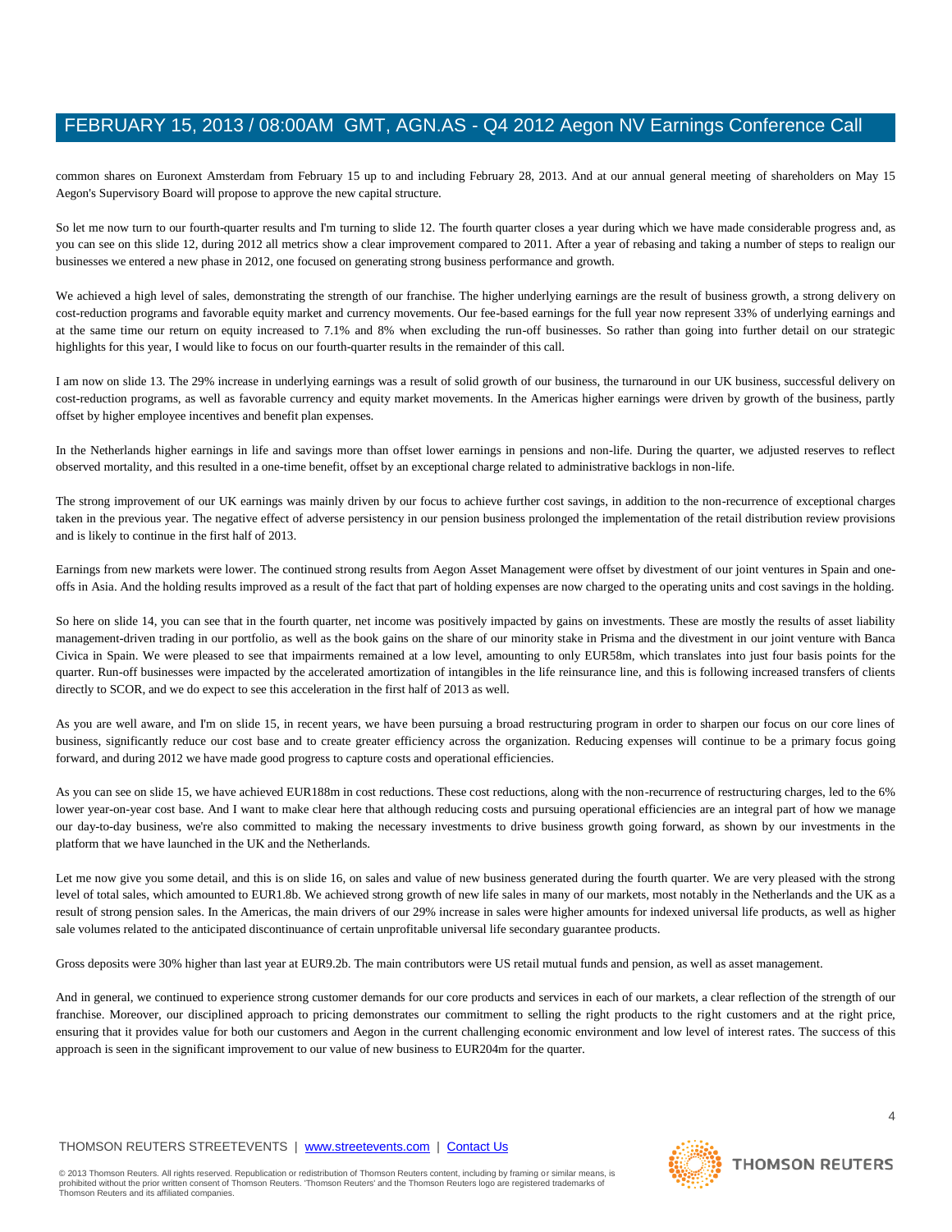common shares on Euronext Amsterdam from February 15 up to and including February 28, 2013. And at our annual general meeting of shareholders on May 15 Aegon's Supervisory Board will propose to approve the new capital structure.

So let me now turn to our fourth-quarter results and I'm turning to slide 12. The fourth quarter closes a year during which we have made considerable progress and, as you can see on this slide 12, during 2012 all metrics show a clear improvement compared to 2011. After a year of rebasing and taking a number of steps to realign our businesses we entered a new phase in 2012, one focused on generating strong business performance and growth.

We achieved a high level of sales, demonstrating the strength of our franchise. The higher underlying earnings are the result of business growth, a strong delivery on cost-reduction programs and favorable equity market and currency movements. Our fee-based earnings for the full year now represent 33% of underlying earnings and at the same time our return on equity increased to 7.1% and 8% when excluding the run-off businesses. So rather than going into further detail on our strategic highlights for this year, I would like to focus on our fourth-quarter results in the remainder of this call.

I am now on slide 13. The 29% increase in underlying earnings was a result of solid growth of our business, the turnaround in our UK business, successful delivery on cost-reduction programs, as well as favorable currency and equity market movements. In the Americas higher earnings were driven by growth of the business, partly offset by higher employee incentives and benefit plan expenses.

In the Netherlands higher earnings in life and savings more than offset lower earnings in pensions and non-life. During the quarter, we adjusted reserves to reflect observed mortality, and this resulted in a one-time benefit, offset by an exceptional charge related to administrative backlogs in non-life.

The strong improvement of our UK earnings was mainly driven by our focus to achieve further cost savings, in addition to the non-recurrence of exceptional charges taken in the previous year. The negative effect of adverse persistency in our pension business prolonged the implementation of the retail distribution review provisions and is likely to continue in the first half of 2013.

Earnings from new markets were lower. The continued strong results from Aegon Asset Management were offset by divestment of our joint ventures in Spain and one-offs in Asia. And the holding results improved as a result of the fact that part of holding expenses are now charged to the operating units and cost savings in the holding.

So here on slide 14, you can see that in the fourth quarter, net income was positively impacted by gains on investments. These are mostly the results of asset liability management-driven trading in our portfolio, as well as the book gains on the share of our minority stake in Prisma and the divestment in our joint venture with Banca Civica in Spain. We were pleased to see that impairments remained at a low level, amounting to only EUR58m, which translates into just four basis points for the quarter. Run-off businesses were impacted by the accelerated amortization of intangibles in the life reinsurance line, and this is following increased transfers of clients directly to SCOR, and we do expect to see this acceleration in the first half of 2013 as well.

As you are well aware, and I'm on slide 15, in recent years, we have been pursuing a broad restructuring program in order to sharpen our focus on our core lines of business, significantly reduce our cost base and to create greater efficiency across the organization. Reducing expenses will continue to be a primary focus going forward, and during 2012 we have made good progress to capture costs and operational efficiencies.

As you can see on slide 15, we have achieved EUR188m in cost reductions. These cost reductions, along with the non-recurrence of restructuring charges, led to the 6% lower year-on-year cost base. And I want to make clear here that although reducing costs and pursuing operational efficiencies are an integral part of how we manage our day-to-day business, we're also committed to making the necessary investments to drive business growth going forward, as shown by our investments in the platform that we have launched in the UK and the Netherlands.

Let me now give you some detail, and this is on slide 16, on sales and value of new business generated during the fourth quarter. We are very pleased with the strong level of total sales, which amounted to EUR1.8b. We achieved strong growth of new life sales in many of our markets, most notably in the Netherlands and the UK as a result of strong pension sales. In the Americas, the main drivers of our 29% increase in sales were higher amounts for indexed universal life products, as well as higher sale volumes related to the anticipated discontinuance of certain unprofitable universal life secondary guarantee products.

Gross deposits were 30% higher than last year at EUR9.2b. The main contributors were US retail mutual funds and pension, as well as asset management.

And in general, we continued to experience strong customer demands for our core products and services in each of our markets, a clear reflection of the strength of our franchise. Moreover, our disciplined approach to pricing demonstrates our commitment to selling the right products to the right customers and at the right price, ensuring that it provides value for both our customers and Aegon in the current challenging economic environment and low level of interest rates. The success of this approach is seen in the significant improvement to our value of new business to EUR204m for the quarter.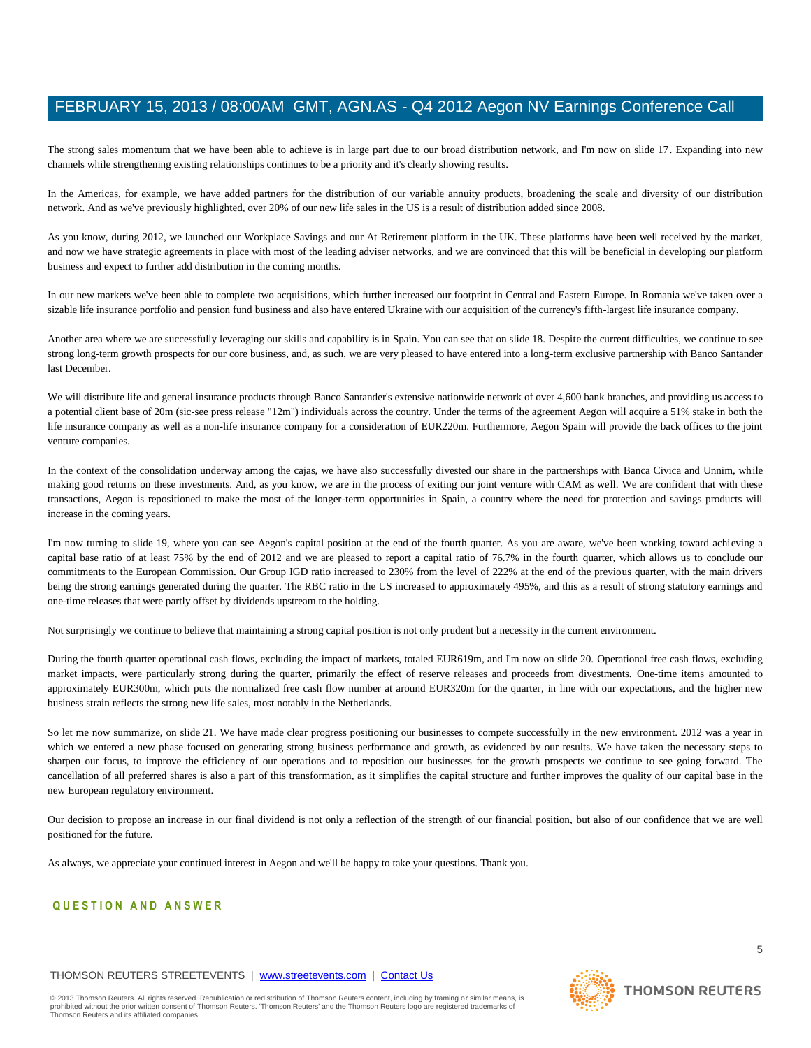The strong sales momentum that we have been able to achieve is in large part due to our broad distribution network, and I'm now on slide 17. Expanding into new channels while strengthening existing relationships continues to be a priority and it's clearly showing results.

In the Americas, for example, we have added partners for the distribution of our variable annuity products, broadening the scale and diversity of our distribution network. And as we've previously highlighted, over 20% of our new life sales in the US is a result of distribution added since 2008.

As you know, during 2012, we launched our Workplace Savings and our At Retirement platform in the UK. These platforms have been well received by the market, and now we have strategic agreements in place with most of the leading adviser networks, and we are convinced that this will be beneficial in developing our platform business and expect to further add distribution in the coming months.

In our new markets we've been able to complete two acquisitions, which further increased our footprint in Central and Eastern Europe. In Romania we've taken over a sizable life insurance portfolio and pension fund business and also have entered Ukraine with our acquisition of the currency's fifth-largest life insurance company.

Another area where we are successfully leveraging our skills and capability is in Spain. You can see that on slide 18. Despite the current difficulties, we continue to see strong long-term growth prospects for our core business, and, as such, we are very pleased to have entered into a long-term exclusive partnership with Banco Santander last December.

We will distribute life and general insurance products through Banco Santander's extensive nationwide network of over 4,600 bank branches, and providing us access to a potential client base of 20m (sic-see press release "12m") individuals across the country. Under the terms of the agreement Aegon will acquire a 51% stake in both the life insurance company as well as a non-life insurance company for a consideration of EUR220m. Furthermore, Aegon Spain will provide the back offices to the joint venture companies.

In the context of the consolidation underway among the cajas, we have also successfully divested our share in the partnerships with Banca Civica and Unnim, while making good returns on these investments. And, as you know, we are in the process of exiting our joint venture with CAM as well. We are confident that with these transactions, Aegon is repositioned to make the most of the longer-term opportunities in Spain, a country where the need for protection and savings products will increase in the coming years.

I'm now turning to slide 19, where you can see Aegon's capital position at the end of the fourth quarter. As you are aware, we've been working toward achieving a capital base ratio of at least 75% by the end of 2012 and we are pleased to report a capital ratio of 76.7% in the fourth quarter, which allows us to conclude our commitments to the European Commission. Our Group IGD ratio increased to 230% from the level of 222% at the end of the previous quarter, with the main drivers being the strong earnings generated during the quarter. The RBC ratio in the US increased to approximately 495%, and this as a result of strong statutory earnings and one-time releases that were partly offset by dividends upstream to the holding.

Not surprisingly we continue to believe that maintaining a strong capital position is not only prudent but a necessity in the current environment.

During the fourth quarter operational cash flows, excluding the impact of markets, totaled EUR619m, and I'm now on slide 20. Operational free cash flows, excluding market impacts, were particularly strong during the quarter, primarily the effect of reserve releases and proceeds from divestments. One-time items amounted to approximately EUR300m, which puts the normalized free cash flow number at around EUR320m for the quarter, in line with our expectations, and the higher new business strain reflects the strong new life sales, most notably in the Netherlands.

So let me now summarize, on slide 21. We have made clear progress positioning our businesses to compete successfully in the new environment. 2012 was a year in which we entered a new phase focused on generating strong business performance and growth, as evidenced by our results. We have taken the necessary steps to sharpen our focus, to improve the efficiency of our operations and to reposition our businesses for the growth prospects we continue to see going forward. The cancellation of all preferred shares is also a part of this transformation, as it simplifies the capital structure and further improves the quality of our capital base in the new European regulatory environment.

Our decision to propose an increase in our final dividend is not only a reflection of the strength of our financial position, but also of our confidence that we are well positioned for the future.

As always, we appreciate your continued interest in Aegon and we'll be happy to take your questions. Thank you.

## QUESTION AND ANSWER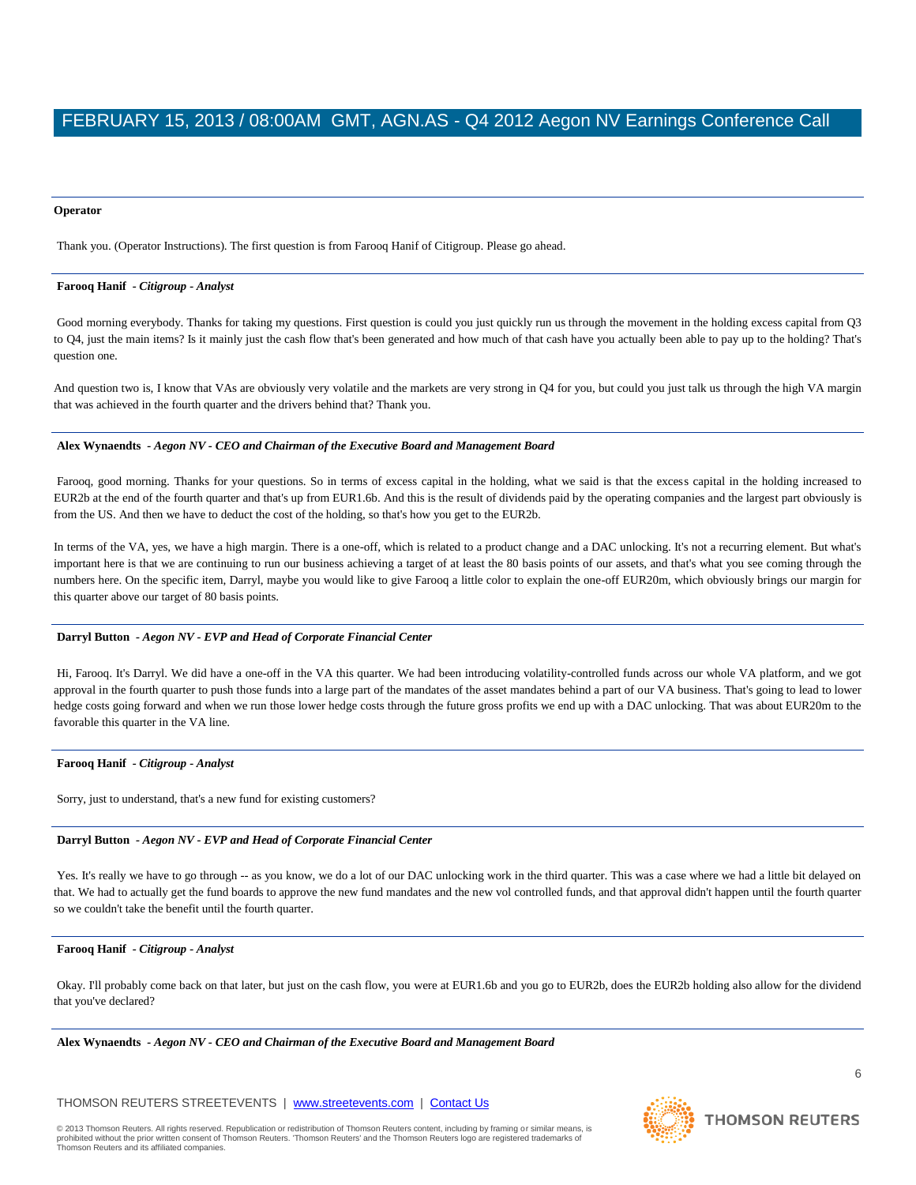**Operator**

Thank you. (Operator Instructions). The first question is from Farooq Hanif of Citigroup. Please go ahead.

---

**Farooq Hanif** *- Citigroup - Analyst*

Good morning everybody. Thanks for taking my questions. First question is could you just quickly run us through the movement in the holding excess capital from Q3 to Q4, just the main items? Is it mainly just the cash flow that's been generated and how much of that cash have you actually been able to pay up to the holding? That's question one.

And question two is, I know that VAs are obviously very volatile and the markets are very strong in Q4 for you, but could you just talk us through the high VA margin that was achieved in the fourth quarter and the drivers behind that? Thank you.

---

**Alex Wynaendts** *- Aegon NV - CEO and Chairman of the Executive Board and Management Board*

Farooq, good morning. Thanks for your questions. So in terms of excess capital in the holding, what we said is that the excess capital in the holding increased to EUR2b at the end of the fourth quarter and that's up from EUR1.6b. And this is the result of dividends paid by the operating companies and the largest part obviously is from the US. And then we have to deduct the cost of the holding, so that's how you get to the EUR2b.

In terms of the VA, yes, we have a high margin. There is a one-off, which is related to a product change and a DAC unlocking. It's not a recurring element. But what's important here is that we are continuing to run our business achieving a target of at least the 80 basis points of our assets, and that's what you see coming through the numbers here. On the specific item, Darryl, maybe you would like to give Farooq a little color to explain the one-off EUR20m, which obviously brings our margin for this quarter above our target of 80 basis points.

---

**Darryl Button** *- Aegon NV - EVP and Head of Corporate Financial Center*

Hi, Farooq. It's Darryl. We did have a one-off in the VA this quarter. We had been introducing volatility-controlled funds across our whole VA platform, and we got approval in the fourth quarter to push those funds into a large part of the mandates of the asset mandates behind a part of our VA business. That's going to lead to lower hedge costs going forward and when we run those lower hedge costs through the future gross profits we end up with a DAC unlocking. That was about EUR20m to the favorable this quarter in the VA line.

---

**Farooq Hanif** *- Citigroup - Analyst*

Sorry, just to understand, that's a new fund for existing customers?

---

**Darryl Button** *- Aegon NV - EVP and Head of Corporate Financial Center*

Yes. It's really we have to go through -- as you know, we do a lot of our DAC unlocking work in the third quarter. This was a case where we had a little bit delayed on that. We had to actually get the fund boards to approve the new fund mandates and the new vol controlled funds, and that approval didn't happen until the fourth quarter so we couldn't take the benefit until the fourth quarter.

---

**Farooq Hanif** *- Citigroup - Analyst*

Okay. I'll probably come back on that later, but just on the cash flow, you were at EUR1.6b and you go to EUR2b, does the EUR2b holding also allow for the dividend that you've declared?

---

**Alex Wynaendts** *- Aegon NV - CEO and Chairman of the Executive Board and Management Board*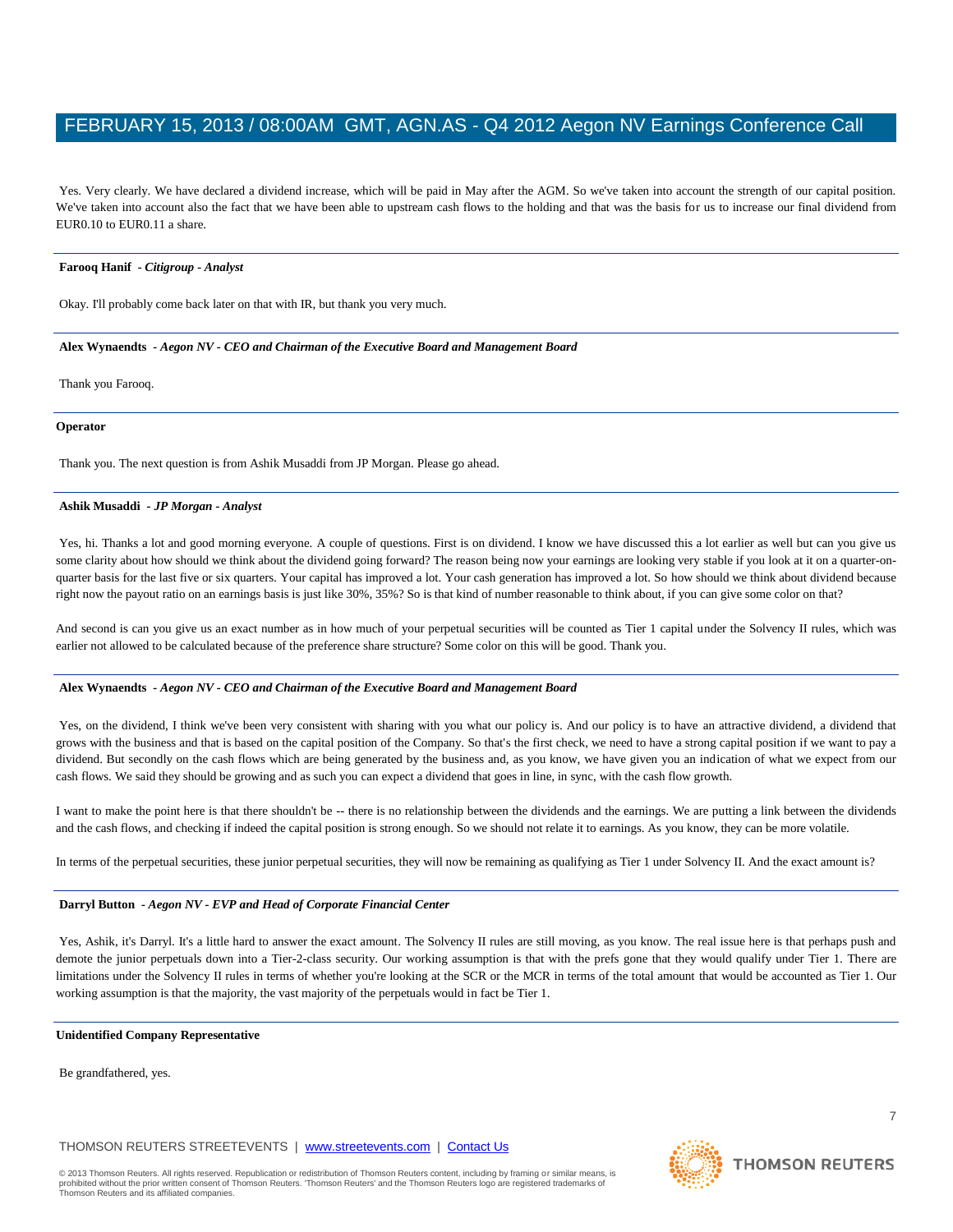Yes. Very clearly. We have declared a dividend increase, which will be paid in May after the AGM. So we've taken into account the strength of our capital position. We've taken into account also the fact that we have been able to upstream cash flows to the holding and that was the basis for us to increase our final dividend from EUR0.10 to EUR0.11 a share.

---

**Farooq Hanif** *- Citigroup - Analyst*

Okay. I'll probably come back later on that with IR, but thank you very much.

---

**Alex Wynaendts** *- Aegon NV - CEO and Chairman of the Executive Board and Management Board*

Thank you Farooq.

---

**Operator**

Thank you. The next question is from Ashik Musaddi from JP Morgan. Please go ahead.

---

**Ashik Musaddi** *- JP Morgan - Analyst*

Yes, hi. Thanks a lot and good morning everyone. A couple of questions. First is on dividend. I know we have discussed this a lot earlier as well but can you give us some clarity about how should we think about the dividend going forward? The reason being now your earnings are looking very stable if you look at it on a quarter-on-quarter basis for the last five or six quarters. Your capital has improved a lot. Your cash generation has improved a lot. So how should we think about dividend because right now the payout ratio on an earnings basis is just like 30%, 35%? So is that kind of number reasonable to think about, if you can give some color on that?

And second is can you give us an exact number as in how much of your perpetual securities will be counted as Tier 1 capital under the Solvency II rules, which was earlier not allowed to be calculated because of the preference share structure? Some color on this will be good. Thank you.

---

**Alex Wynaendts** *- Aegon NV - CEO and Chairman of the Executive Board and Management Board*

Yes, on the dividend, I think we've been very consistent with sharing with you what our policy is. And our policy is to have an attractive dividend, a dividend that grows with the business and that is based on the capital position of the Company. So that's the first check, we need to have a strong capital position if we want to pay a dividend. But secondly on the cash flows which are being generated by the business and, as you know, we have given you an indication of what we expect from our cash flows. We said they should be growing and as such you can expect a dividend that goes in line, in sync, with the cash flow growth.

I want to make the point here is that there shouldn't be -- there is no relationship between the dividends and the earnings. We are putting a link between the dividends and the cash flows, and checking if indeed the capital position is strong enough. So we should not relate it to earnings. As you know, they can be more volatile.

In terms of the perpetual securities, these junior perpetual securities, they will now be remaining as qualifying as Tier 1 under Solvency II. And the exact amount is?

---

**Darryl Button** *- Aegon NV - EVP and Head of Corporate Financial Center*

Yes, Ashik, it's Darryl. It's a little hard to answer the exact amount. The Solvency II rules are still moving, as you know. The real issue here is that perhaps push and demote the junior perpetuals down into a Tier-2-class security. Our working assumption is that with the prefs gone that they would qualify under Tier 1. There are limitations under the Solvency II rules in terms of whether you're looking at the SCR or the MCR in terms of the total amount that would be accounted as Tier 1. Our working assumption is that the majority, the vast majority of the perpetuals would in fact be Tier 1.

---

**Unidentified Company Representative**

Be grandfathered, yes.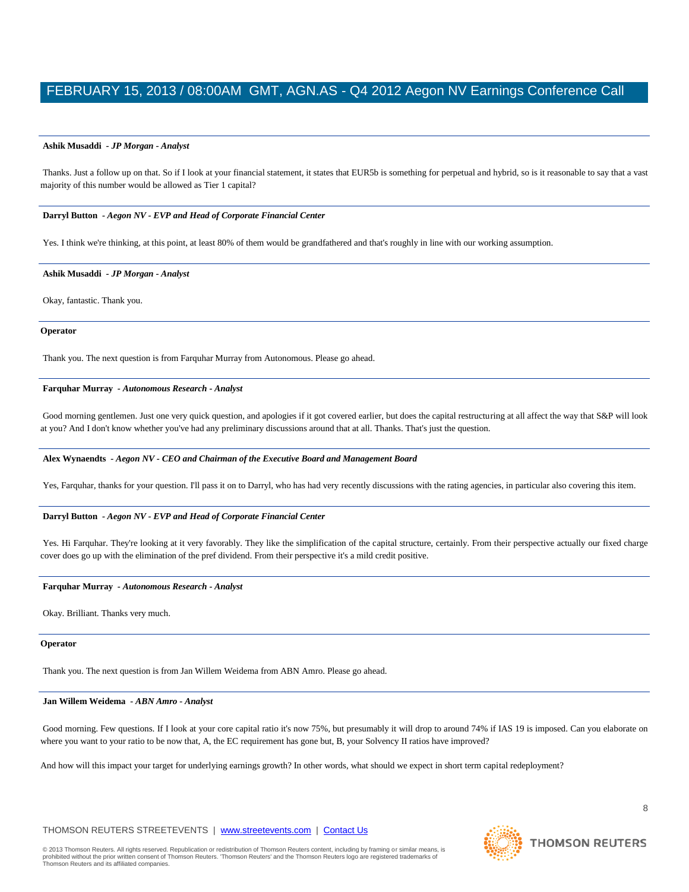**Ashik Musaddi** *- JP Morgan - Analyst*

Thanks. Just a follow up on that. So if I look at your financial statement, it states that EUR5b is something for perpetual and hybrid, so is it reasonable to say that a vast majority of this number would be allowed as Tier 1 capital?

---

**Darryl Button** *- Aegon NV - EVP and Head of Corporate Financial Center*

Yes. I think we're thinking, at this point, at least 80% of them would be grandfathered and that's roughly in line with our working assumption.

---

**Ashik Musaddi** *- JP Morgan - Analyst*

Okay, fantastic. Thank you.

---

**Operator**

Thank you. The next question is from Farquhar Murray from Autonomous. Please go ahead.

---

**Farquhar Murray** *- Autonomous Research - Analyst*

Good morning gentlemen. Just one very quick question, and apologies if it got covered earlier, but does the capital restructuring at all affect the way that S&P will look at you? And I don't know whether you've had any preliminary discussions around that at all. Thanks. That's just the question.

---

**Alex Wynaendts** *- Aegon NV - CEO and Chairman of the Executive Board and Management Board*

Yes, Farquhar, thanks for your question. I'll pass it on to Darryl, who has had very recently discussions with the rating agencies, in particular also covering this item.

---

**Darryl Button** *- Aegon NV - EVP and Head of Corporate Financial Center*

Yes. Hi Farquhar. They're looking at it very favorably. They like the simplification of the capital structure, certainly. From their perspective actually our fixed charge cover does go up with the elimination of the pref dividend. From their perspective it's a mild credit positive.

---

**Farquhar Murray** *- Autonomous Research - Analyst*

Okay. Brilliant. Thanks very much.

---

**Operator**

Thank you. The next question is from Jan Willem Weidema from ABN Amro. Please go ahead.

---

**Jan Willem Weidema** *- ABN Amro - Analyst*

Good morning. Few questions. If I look at your core capital ratio it's now 75%, but presumably it will drop to around 74% if IAS 19 is imposed. Can you elaborate on where you want to your ratio to be now that, A, the EC requirement has gone but, B, your Solvency II ratios have improved?

And how will this impact your target for underlying earnings growth? In other words, what should we expect in short term capital redeployment?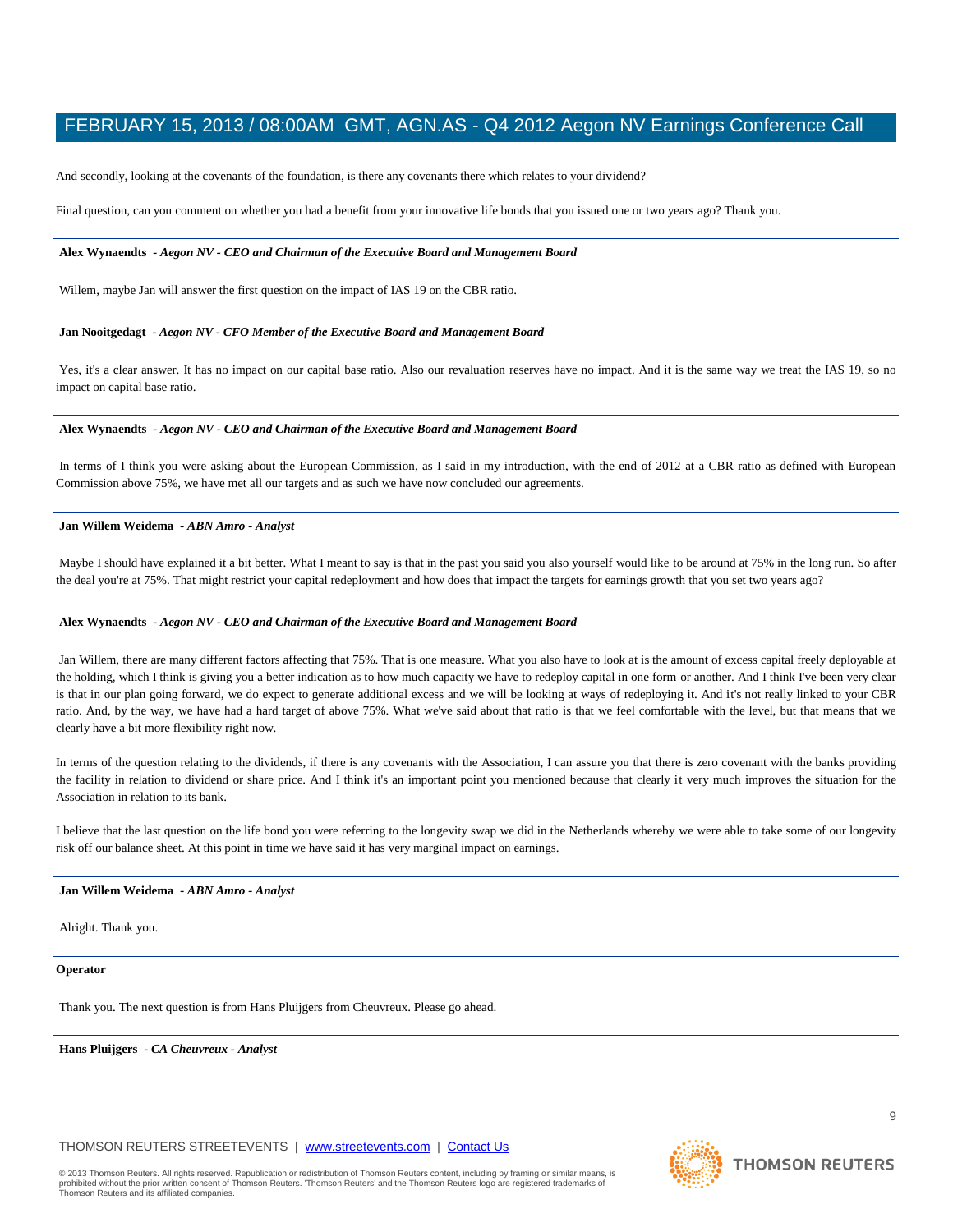And secondly, looking at the covenants of the foundation, is there any covenants there which relates to your dividend?

Final question, can you comment on whether you had a benefit from your innovative life bonds that you issued one or two years ago? Thank you.

---

**Alex Wynaendts** - *Aegon NV - CEO and Chairman of the Executive Board and Management Board*

Willem, maybe Jan will answer the first question on the impact of IAS 19 on the CBR ratio.

---

**Jan Nooitgedagt** - *Aegon NV - CFO Member of the Executive Board and Management Board*

Yes, it's a clear answer. It has no impact on our capital base ratio. Also our revaluation reserves have no impact. And it is the same way we treat the IAS 19, so no impact on capital base ratio.

---

**Alex Wynaendts** - *Aegon NV - CEO and Chairman of the Executive Board and Management Board*

In terms of I think you were asking about the European Commission, as I said in my introduction, with the end of 2012 at a CBR ratio as defined with European Commission above 75%, we have met all our targets and as such we have now concluded our agreements.

---

**Jan Willem Weidema** - *ABN Amro - Analyst*

Maybe I should have explained it a bit better. What I meant to say is that in the past you said you also yourself would like to be around at 75% in the long run. So after the deal you're at 75%. That might restrict your capital redeployment and how does that impact the targets for earnings growth that you set two years ago?

---

**Alex Wynaendts** - *Aegon NV - CEO and Chairman of the Executive Board and Management Board*

Jan Willem, there are many different factors affecting that 75%. That is one measure. What you also have to look at is the amount of excess capital freely deployable at the holding, which I think is giving you a better indication as to how much capacity we have to redeploy capital in one form or another. And I think I've been very clear is that in our plan going forward, we do expect to generate additional excess and we will be looking at ways of redeploying it. And it's not really linked to your CBR ratio. And, by the way, we have had a hard target of above 75%. What we've said about that ratio is that we feel comfortable with the level, but that means that we clearly have a bit more flexibility right now.

In terms of the question relating to the dividends, if there is any covenants with the Association, I can assure you that there is zero covenant with the banks providing the facility in relation to dividend or share price. And I think it's an important point you mentioned because that clearly it very much improves the situation for the Association in relation to its bank.

I believe that the last question on the life bond you were referring to the longevity swap we did in the Netherlands whereby we were able to take some of our longevity risk off our balance sheet. At this point in time we have said it has very marginal impact on earnings.

---

**Jan Willem Weidema** - *ABN Amro - Analyst*

Alright. Thank you.

---

**Operator**

Thank you. The next question is from Hans Pluijgers from Cheuvreux. Please go ahead.

---

**Hans Pluijgers** - *CA Cheuvreux - Analyst*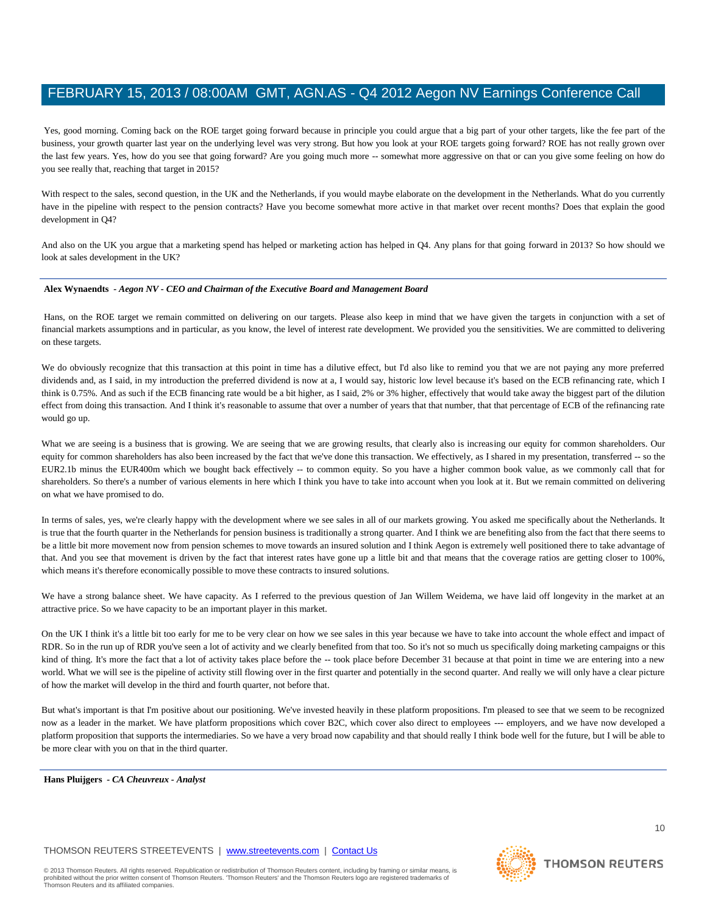Yes, good morning. Coming back on the ROE target going forward because in principle you could argue that a big part of your other targets, like the fee part of the business, your growth quarter last year on the underlying level was very strong. But how you look at your ROE targets going forward? ROE has not really grown over the last few years. Yes, how do you see that going forward? Are you going much more -- somewhat more aggressive on that or can you give some feeling on how do you see really that, reaching that target in 2015?

With respect to the sales, second question, in the UK and the Netherlands, if you would maybe elaborate on the development in the Netherlands. What do you currently have in the pipeline with respect to the pension contracts? Have you become somewhat more active in that market over recent months? Does that explain the good development in Q4?

And also on the UK you argue that a marketing spend has helped or marketing action has helped in Q4. Any plans for that going forward in 2013? So how should we look at sales development in the UK?

---

**Alex Wynaendts** *- Aegon NV - CEO and Chairman of the Executive Board and Management Board*

Hans, on the ROE target we remain committed on delivering on our targets. Please also keep in mind that we have given the targets in conjunction with a set of financial markets assumptions and in particular, as you know, the level of interest rate development. We provided you the sensitivities. We are committed to delivering on these targets.

We do obviously recognize that this transaction at this point in time has a dilutive effect, but I'd also like to remind you that we are not paying any more preferred dividends and, as I said, in my introduction the preferred dividend is now at a, I would say, historic low level because it's based on the ECB refinancing rate, which I think is 0.75%. And as such if the ECB financing rate would be a bit higher, as I said, 2% or 3% higher, effectively that would take away the biggest part of the dilution effect from doing this transaction. And I think it's reasonable to assume that over a number of years that that number, that that percentage of ECB of the refinancing rate would go up.

What we are seeing is a business that is growing. We are seeing that we are growing results, that clearly also is increasing our equity for common shareholders. Our equity for common shareholders has also been increased by the fact that we've done this transaction. We effectively, as I shared in my presentation, transferred -- so the EUR2.1b minus the EUR400m which we bought back effectively -- to common equity. So you have a higher common book value, as we commonly call that for shareholders. So there's a number of various elements in here which I think you have to take into account when you look at it. But we remain committed on delivering on what we have promised to do.

In terms of sales, yes, we're clearly happy with the development where we see sales in all of our markets growing. You asked me specifically about the Netherlands. It is true that the fourth quarter in the Netherlands for pension business is traditionally a strong quarter. And I think we are benefiting also from the fact that there seems to be a little bit more movement now from pension schemes to move towards an insured solution and I think Aegon is extremely well positioned there to take advantage of that. And you see that movement is driven by the fact that interest rates have gone up a little bit and that means that the coverage ratios are getting closer to 100%, which means it's therefore economically possible to move these contracts to insured solutions.

We have a strong balance sheet. We have capacity. As I referred to the previous question of Jan Willem Weidema, we have laid off longevity in the market at an attractive price. So we have capacity to be an important player in this market.

On the UK I think it's a little bit too early for me to be very clear on how we see sales in this year because we have to take into account the whole effect and impact of RDR. So in the run up of RDR you've seen a lot of activity and we clearly benefited from that too. So it's not so much us specifically doing marketing campaigns or this kind of thing. It's more the fact that a lot of activity takes place before the -- took place before December 31 because at that point in time we are entering into a new world. What we will see is the pipeline of activity still flowing over in the first quarter and potentially in the second quarter. And really we will only have a clear picture of how the market will develop in the third and fourth quarter, not before that.

But what's important is that I'm positive about our positioning. We've invested heavily in these platform propositions. I'm pleased to see that we seem to be recognized now as a leader in the market. We have platform propositions which cover B2C, which cover also direct to employees --- employers, and we have now developed a platform proposition that supports the intermediaries. So we have a very broad now capability and that should really I think bode well for the future, but I will be able to be more clear with you on that in the third quarter.

---

**Hans Pluijgers** *- CA Cheuvreux - Analyst*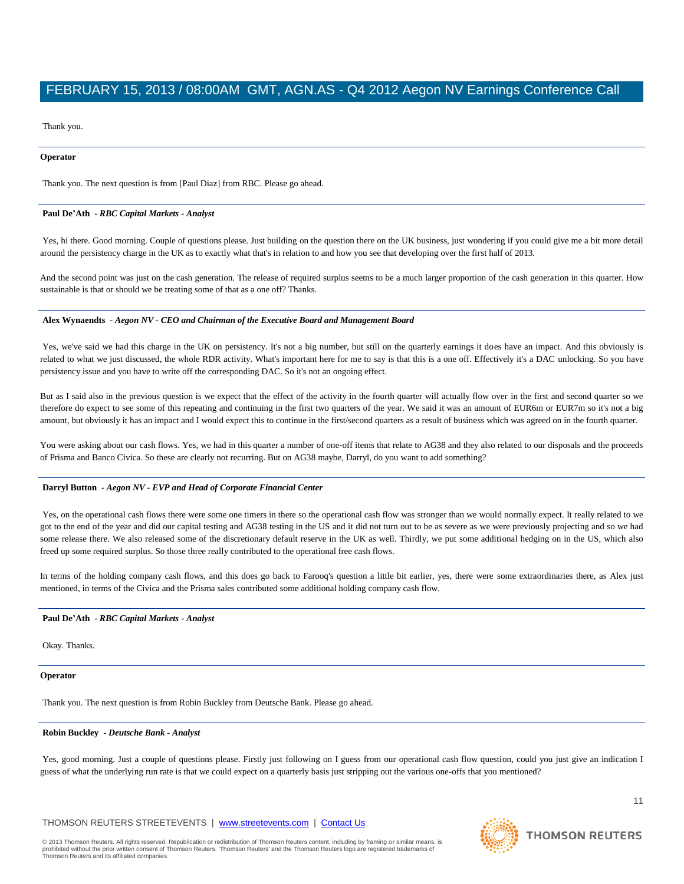Thank you.

---

**Operator**

Thank you. The next question is from [Paul Diaz] from RBC. Please go ahead.

---

**Paul De'Ath** *- RBC Capital Markets - Analyst*

Yes, hi there. Good morning. Couple of questions please. Just building on the question there on the UK business, just wondering if you could give me a bit more detail around the persistency charge in the UK as to exactly what that's in relation to and how you see that developing over the first half of 2013.

And the second point was just on the cash generation. The release of required surplus seems to be a much larger proportion of the cash generation in this quarter. How sustainable is that or should we be treating some of that as a one off? Thanks.

---

**Alex Wynaendts** *- Aegon NV - CEO and Chairman of the Executive Board and Management Board*

Yes, we've said we had this charge in the UK on persistency. It's not a big number, but still on the quarterly earnings it does have an impact. And this obviously is related to what we just discussed, the whole RDR activity. What's important here for me to say is that this is a one off. Effectively it's a DAC unlocking. So you have persistency issue and you have to write off the corresponding DAC. So it's not an ongoing effect.

But as I said also in the previous question is we expect that the effect of the activity in the fourth quarter will actually flow over in the first and second quarter so we therefore do expect to see some of this repeating and continuing in the first two quarters of the year. We said it was an amount of EUR6m or EUR7m so it's not a big amount, but obviously it has an impact and I would expect this to continue in the first/second quarters as a result of business which was agreed on in the fourth quarter.

You were asking about our cash flows. Yes, we had in this quarter a number of one-off items that relate to AG38 and they also related to our disposals and the proceeds of Prisma and Banco Civica. So these are clearly not recurring. But on AG38 maybe, Darryl, do you want to add something?

---

**Darryl Button** *- Aegon NV - EVP and Head of Corporate Financial Center*

Yes, on the operational cash flows there were some one timers in there so the operational cash flow was stronger than we would normally expect. It really related to we got to the end of the year and did our capital testing and AG38 testing in the US and it did not turn out to be as severe as we were previously projecting and so we had some release there. We also released some of the discretionary default reserve in the UK as well. Thirdly, we put some additional hedging on in the US, which also freed up some required surplus. So those three really contributed to the operational free cash flows.

In terms of the holding company cash flows, and this does go back to Farooq's question a little bit earlier, yes, there were some extraordinaries there, as Alex just mentioned, in terms of the Civica and the Prisma sales contributed some additional holding company cash flow.

---

**Paul De'Ath** *- RBC Capital Markets - Analyst*

Okay. Thanks.

---

**Operator**

Thank you. The next question is from Robin Buckley from Deutsche Bank. Please go ahead.

---

**Robin Buckley** *- Deutsche Bank - Analyst*

Yes, good morning. Just a couple of questions please. Firstly just following on I guess from our operational cash flow question, could you just give an indication I guess of what the underlying run rate is that we could expect on a quarterly basis just stripping out the various one-offs that you mentioned?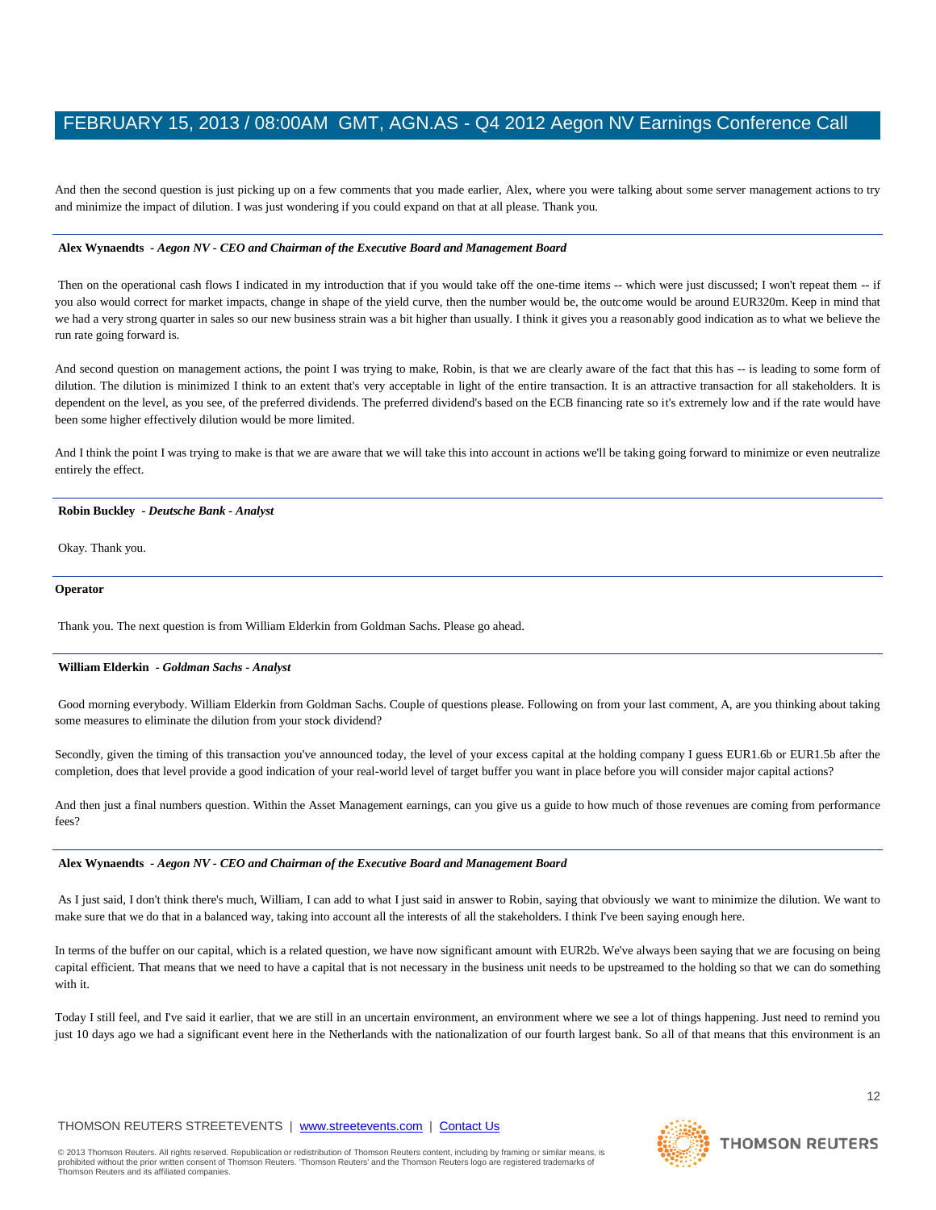And then the second question is just picking up on a few comments that you made earlier, Alex, where you were talking about some server management actions to try and minimize the impact of dilution. I was just wondering if you could expand on that at all please. Thank you.

---

**Alex Wynaendts** *- Aegon NV - CEO and Chairman of the Executive Board and Management Board*

Then on the operational cash flows I indicated in my introduction that if you would take off the one-time items -- which were just discussed; I won't repeat them -- if you also would correct for market impacts, change in shape of the yield curve, then the number would be, the outcome would be around EUR320m. Keep in mind that we had a very strong quarter in sales so our new business strain was a bit higher than usually. I think it gives you a reasonably good indication as to what we believe the run rate going forward is.

And second question on management actions, the point I was trying to make, Robin, is that we are clearly aware of the fact that this has -- is leading to some form of dilution. The dilution is minimized I think to an extent that's very acceptable in light of the entire transaction. It is an attractive transaction for all stakeholders. It is dependent on the level, as you see, of the preferred dividends. The preferred dividend's based on the ECB financing rate so it's extremely low and if the rate would have been some higher effectively dilution would be more limited.

And I think the point I was trying to make is that we are aware that we will take this into account in actions we'll be taking going forward to minimize or even neutralize entirely the effect.

---

**Robin Buckley** *- Deutsche Bank - Analyst*

Okay. Thank you.

---

**Operator**

Thank you. The next question is from William Elderkin from Goldman Sachs. Please go ahead.

---

**William Elderkin** *- Goldman Sachs - Analyst*

Good morning everybody. William Elderkin from Goldman Sachs. Couple of questions please. Following on from your last comment, A, are you thinking about taking some measures to eliminate the dilution from your stock dividend?

Secondly, given the timing of this transaction you've announced today, the level of your excess capital at the holding company I guess EUR1.6b or EUR1.5b after the completion, does that level provide a good indication of your real-world level of target buffer you want in place before you will consider major capital actions?

And then just a final numbers question. Within the Asset Management earnings, can you give us a guide to how much of those revenues are coming from performance fees?

---

**Alex Wynaendts** *- Aegon NV - CEO and Chairman of the Executive Board and Management Board*

As I just said, I don't think there's much, William, I can add to what I just said in answer to Robin, saying that obviously we want to minimize the dilution. We want to make sure that we do that in a balanced way, taking into account all the interests of all the stakeholders. I think I've been saying enough here.

In terms of the buffer on our capital, which is a related question, we have now significant amount with EUR2b. We've always been saying that we are focusing on being capital efficient. That means that we need to have a capital that is not necessary in the business unit needs to be upstreamed to the holding so that we can do something with it.

Today I still feel, and I've said it earlier, that we are still in an uncertain environment, an environment where we see a lot of things happening. Just need to remind you just 10 days ago we had a significant event here in the Netherlands with the nationalization of our fourth largest bank. So all of that means that this environment is an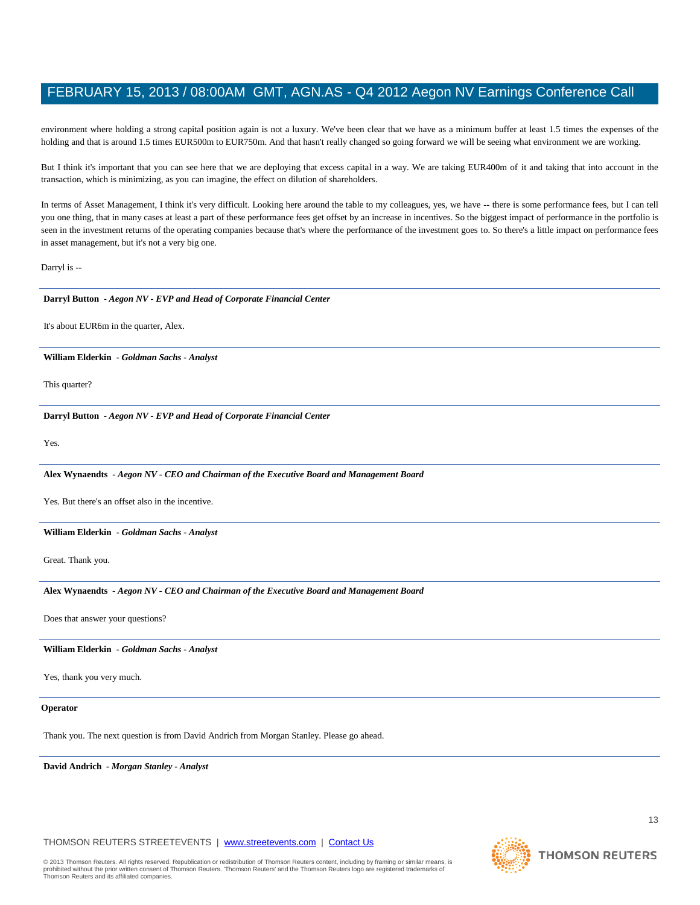environment where holding a strong capital position again is not a luxury. We've been clear that we have as a minimum buffer at least 1.5 times the expenses of the holding and that is around 1.5 times EUR500m to EUR750m. And that hasn't really changed so going forward we will be seeing what environment we are working.

But I think it's important that you can see here that we are deploying that excess capital in a way. We are taking EUR400m of it and taking that into account in the transaction, which is minimizing, as you can imagine, the effect on dilution of shareholders.

In terms of Asset Management, I think it's very difficult. Looking here around the table to my colleagues, yes, we have -- there is some performance fees, but I can tell you one thing, that in many cases at least a part of these performance fees get offset by an increase in incentives. So the biggest impact of performance in the portfolio is seen in the investment returns of the operating companies because that's where the performance of the investment goes to. So there's a little impact on performance fees in asset management, but it's not a very big one.

Darryl is --

---

**Darryl Button** *- Aegon NV - EVP and Head of Corporate Financial Center*

It's about EUR6m in the quarter, Alex.

---

**William Elderkin** *- Goldman Sachs - Analyst*

This quarter?

---

**Darryl Button** *- Aegon NV - EVP and Head of Corporate Financial Center*

Yes.

---

**Alex Wynaendts** *- Aegon NV - CEO and Chairman of the Executive Board and Management Board*

Yes. But there's an offset also in the incentive.

---

**William Elderkin** *- Goldman Sachs - Analyst*

Great. Thank you.

---

**Alex Wynaendts** *- Aegon NV - CEO and Chairman of the Executive Board and Management Board*

Does that answer your questions?

---

**William Elderkin** *- Goldman Sachs - Analyst*

Yes, thank you very much.

---

**Operator**

Thank you. The next question is from David Andrich from Morgan Stanley. Please go ahead.

---

**David Andrich** *- Morgan Stanley - Analyst*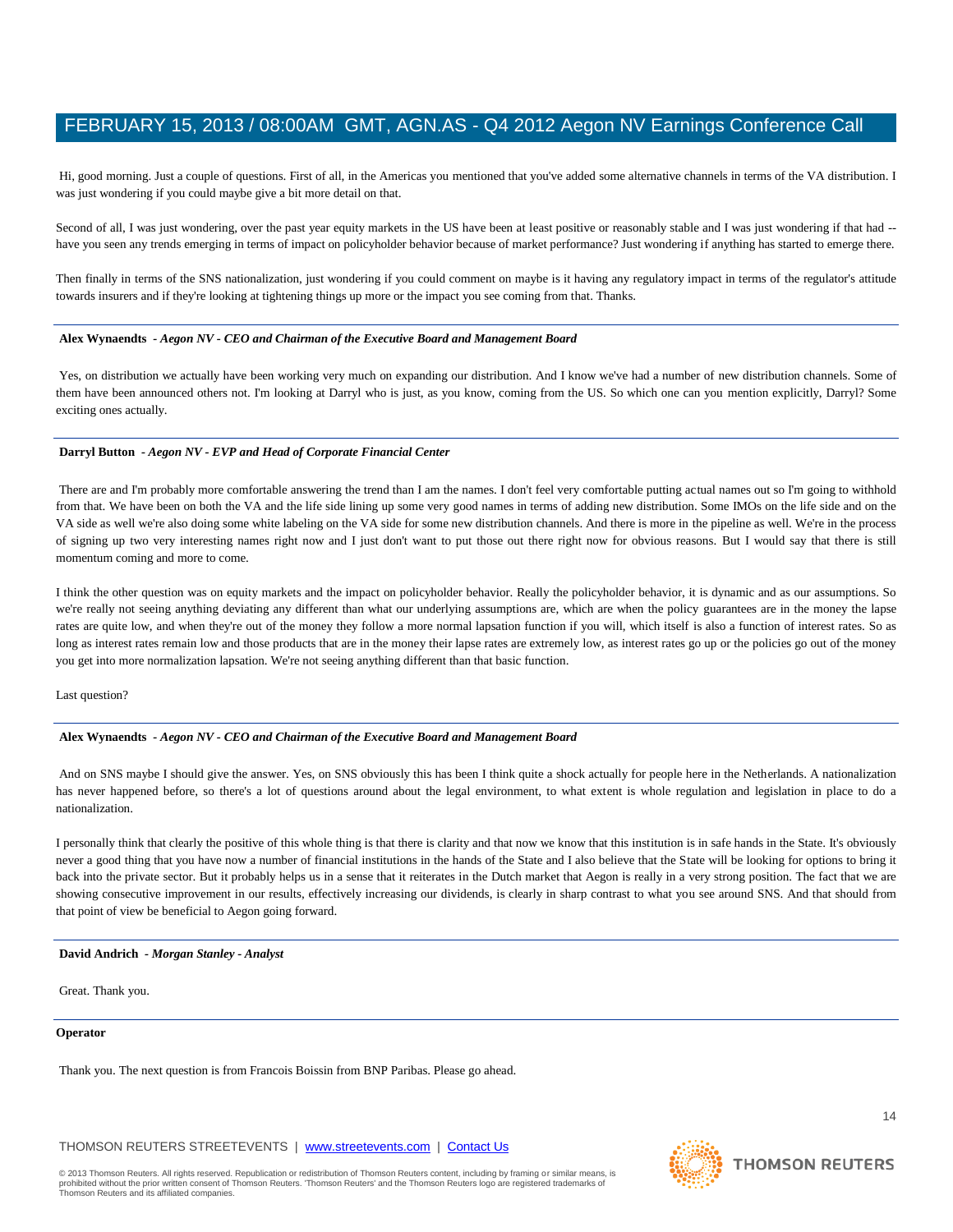Hi, good morning. Just a couple of questions. First of all, in the Americas you mentioned that you've added some alternative channels in terms of the VA distribution. I was just wondering if you could maybe give a bit more detail on that.

Second of all, I was just wondering, over the past year equity markets in the US have been at least positive or reasonably stable and I was just wondering if that had -- have you seen any trends emerging in terms of impact on policyholder behavior because of market performance? Just wondering if anything has started to emerge there.

Then finally in terms of the SNS nationalization, just wondering if you could comment on maybe is it having any regulatory impact in terms of the regulator's attitude towards insurers and if they're looking at tightening things up more or the impact you see coming from that. Thanks.

---

**Alex Wynaendts** *- Aegon NV - CEO and Chairman of the Executive Board and Management Board*

Yes, on distribution we actually have been working very much on expanding our distribution. And I know we've had a number of new distribution channels. Some of them have been announced others not. I'm looking at Darryl who is just, as you know, coming from the US. So which one can you mention explicitly, Darryl? Some exciting ones actually.

---

**Darryl Button** *- Aegon NV - EVP and Head of Corporate Financial Center*

There are and I'm probably more comfortable answering the trend than I am the names. I don't feel very comfortable putting actual names out so I'm going to withhold from that. We have been on both the VA and the life side lining up some very good names in terms of adding new distribution. Some IMOs on the life side and on the VA side as well we're also doing some white labeling on the VA side for some new distribution channels. And there is more in the pipeline as well. We're in the process of signing up two very interesting names right now and I just don't want to put those out there right now for obvious reasons. But I would say that there is still momentum coming and more to come.

I think the other question was on equity markets and the impact on policyholder behavior. Really the policyholder behavior, it is dynamic and as our assumptions. So we're really not seeing anything deviating any different than what our underlying assumptions are, which are when the policy guarantees are in the money the lapse rates are quite low, and when they're out of the money they follow a more normal lapsation function if you will, which itself is also a function of interest rates. So as long as interest rates remain low and those products that are in the money their lapse rates are extremely low, as interest rates go up or the policies go out of the money you get into more normalization lapsation. We're not seeing anything different than that basic function.

Last question?

---

**Alex Wynaendts** *- Aegon NV - CEO and Chairman of the Executive Board and Management Board*

And on SNS maybe I should give the answer. Yes, on SNS obviously this has been I think quite a shock actually for people here in the Netherlands. A nationalization has never happened before, so there's a lot of questions around about the legal environment, to what extent is whole regulation and legislation in place to do a nationalization.

I personally think that clearly the positive of this whole thing is that there is clarity and that now we know that this institution is in safe hands in the State. It's obviously never a good thing that you have now a number of financial institutions in the hands of the State and I also believe that the State will be looking for options to bring it back into the private sector. But it probably helps us in a sense that it reiterates in the Dutch market that Aegon is really in a very strong position. The fact that we are showing consecutive improvement in our results, effectively increasing our dividends, is clearly in sharp contrast to what you see around SNS. And that should from that point of view be beneficial to Aegon going forward.

---

**David Andrich** *- Morgan Stanley - Analyst*

Great. Thank you.

---

**Operator**

Thank you. The next question is from Francois Boissin from BNP Paribas. Please go ahead.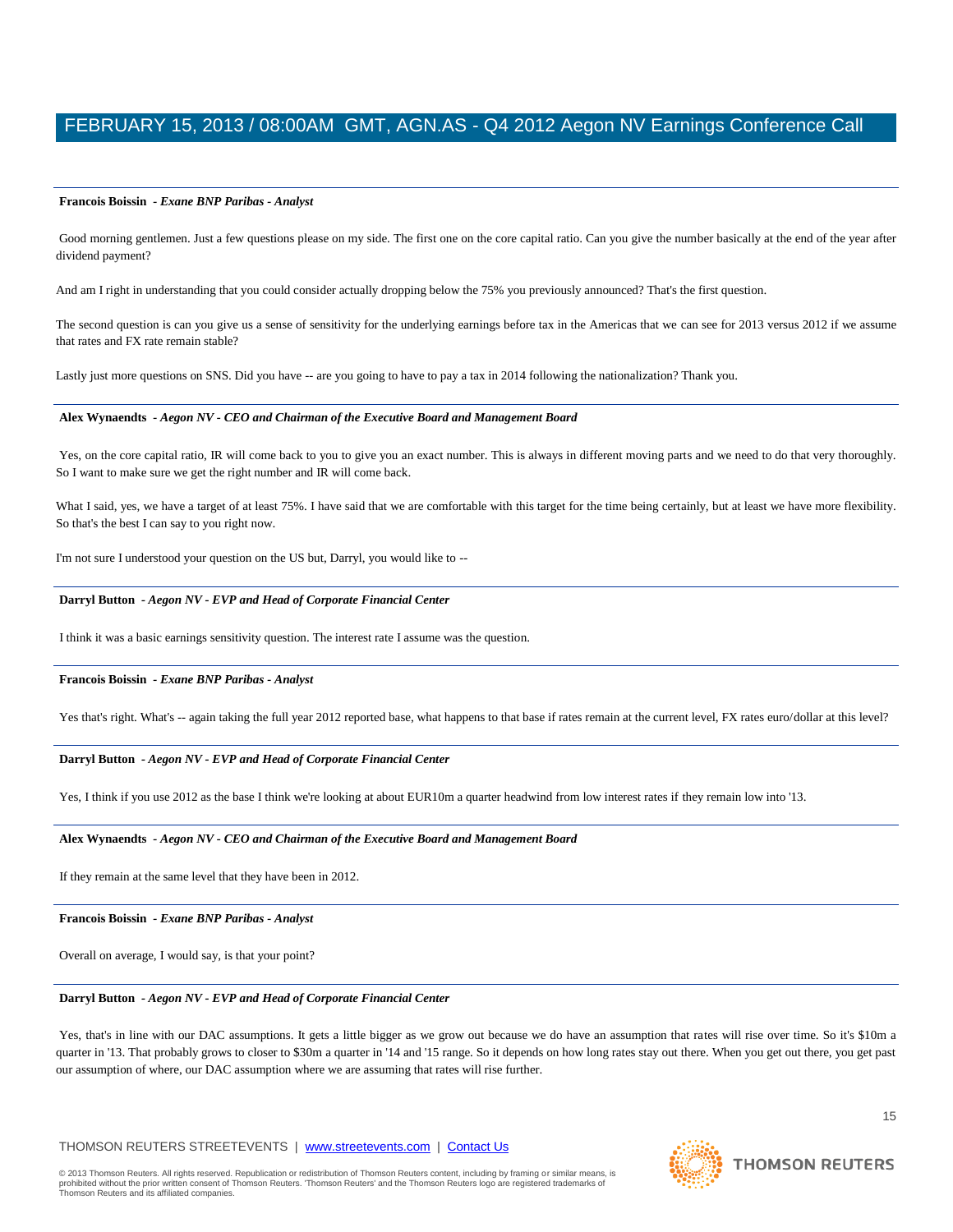**Francois Boissin** *- Exane BNP Paribas - Analyst*

Good morning gentlemen. Just a few questions please on my side. The first one on the core capital ratio. Can you give the number basically at the end of the year after dividend payment?

And am I right in understanding that you could consider actually dropping below the 75% you previously announced? That's the first question.

The second question is can you give us a sense of sensitivity for the underlying earnings before tax in the Americas that we can see for 2013 versus 2012 if we assume that rates and FX rate remain stable?

Lastly just more questions on SNS. Did you have -- are you going to have to pay a tax in 2014 following the nationalization? Thank you.

**Alex Wynaendts** *- Aegon NV - CEO and Chairman of the Executive Board and Management Board*

Yes, on the core capital ratio, IR will come back to you to give you an exact number. This is always in different moving parts and we need to do that very thoroughly. So I want to make sure we get the right number and IR will come back.

What I said, yes, we have a target of at least 75%. I have said that we are comfortable with this target for the time being certainly, but at least we have more flexibility. So that's the best I can say to you right now.

I'm not sure I understood your question on the US but, Darryl, you would like to --

**Darryl Button** *- Aegon NV - EVP and Head of Corporate Financial Center*

I think it was a basic earnings sensitivity question. The interest rate I assume was the question.

**Francois Boissin** *- Exane BNP Paribas - Analyst*

Yes that's right. What's -- again taking the full year 2012 reported base, what happens to that base if rates remain at the current level, FX rates euro/dollar at this level?

**Darryl Button** *- Aegon NV - EVP and Head of Corporate Financial Center*

Yes, I think if you use 2012 as the base I think we're looking at about EUR10m a quarter headwind from low interest rates if they remain low into '13.

**Alex Wynaendts** *- Aegon NV - CEO and Chairman of the Executive Board and Management Board*

If they remain at the same level that they have been in 2012.

**Francois Boissin** *- Exane BNP Paribas - Analyst*

Overall on average, I would say, is that your point?

**Darryl Button** *- Aegon NV - EVP and Head of Corporate Financial Center*

Yes, that's in line with our DAC assumptions. It gets a little bigger as we grow out because we do have an assumption that rates will rise over time. So it's $10m a quarter in '13. That probably grows to closer to $30m a quarter in '14 and '15 range. So it depends on how long rates stay out there. When you get out there, you get past our assumption of where, our DAC assumption where we are assuming that rates will rise further.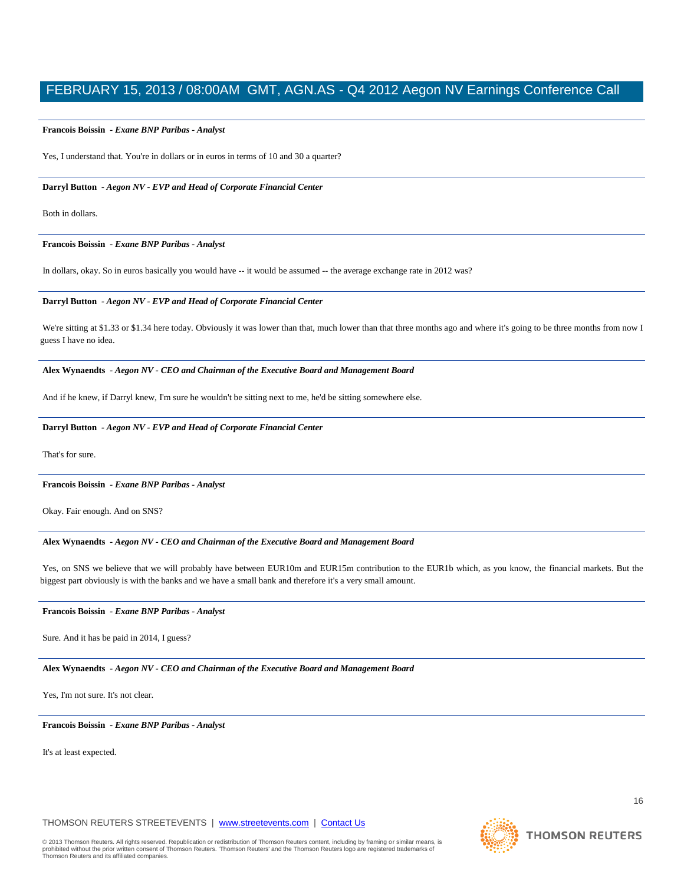**Francois Boissin** *- Exane BNP Paribas - Analyst*

Yes, I understand that. You're in dollars or in euros in terms of 10 and 30 a quarter?

---

**Darryl Button** *- Aegon NV - EVP and Head of Corporate Financial Center*

Both in dollars.

---

**Francois Boissin** *- Exane BNP Paribas - Analyst*

In dollars, okay. So in euros basically you would have -- it would be assumed -- the average exchange rate in 2012 was?

---

**Darryl Button** *- Aegon NV - EVP and Head of Corporate Financial Center*

We're sitting at $1.33 or $1.34 here today. Obviously it was lower than that, much lower than that three months ago and where it's going to be three months from now I guess I have no idea.

---

**Alex Wynaendts** *- Aegon NV - CEO and Chairman of the Executive Board and Management Board*

And if he knew, if Darryl knew, I'm sure he wouldn't be sitting next to me, he'd be sitting somewhere else.

---

**Darryl Button** *- Aegon NV - EVP and Head of Corporate Financial Center*

That's for sure.

---

**Francois Boissin** *- Exane BNP Paribas - Analyst*

Okay. Fair enough. And on SNS?

---

**Alex Wynaendts** *- Aegon NV - CEO and Chairman of the Executive Board and Management Board*

Yes, on SNS we believe that we will probably have between EUR10m and EUR15m contribution to the EUR1b which, as you know, the financial markets. But the biggest part obviously is with the banks and we have a small bank and therefore it's a very small amount.

---

**Francois Boissin** *- Exane BNP Paribas - Analyst*

Sure. And it has be paid in 2014, I guess?

---

**Alex Wynaendts** *- Aegon NV - CEO and Chairman of the Executive Board and Management Board*

Yes, I'm not sure. It's not clear.

---

**Francois Boissin** *- Exane BNP Paribas - Analyst*

It's at least expected.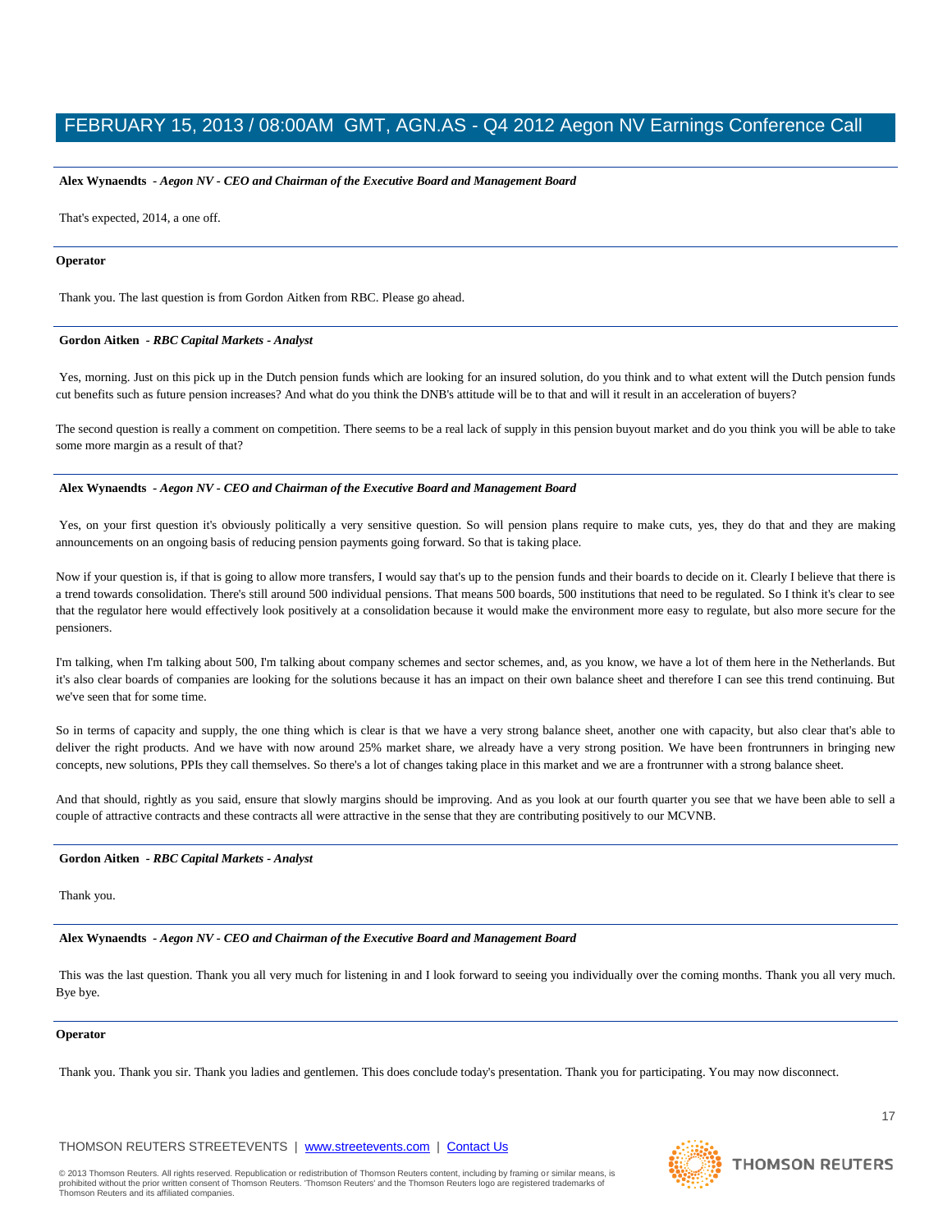**Alex Wynaendts** - *Aegon NV - CEO and Chairman of the Executive Board and Management Board*

That's expected, 2014, a one off.

---

**Operator**

Thank you. The last question is from Gordon Aitken from RBC. Please go ahead.

---

**Gordon Aitken** - *RBC Capital Markets - Analyst*

Yes, morning. Just on this pick up in the Dutch pension funds which are looking for an insured solution, do you think and to what extent will the Dutch pension funds cut benefits such as future pension increases? And what do you think the DNB's attitude will be to that and will it result in an acceleration of buyers?

The second question is really a comment on competition. There seems to be a real lack of supply in this pension buyout market and do you think you will be able to take some more margin as a result of that?

---

**Alex Wynaendts** - *Aegon NV - CEO and Chairman of the Executive Board and Management Board*

Yes, on your first question it's obviously politically a very sensitive question. So will pension plans require to make cuts, yes, they do that and they are making announcements on an ongoing basis of reducing pension payments going forward. So that is taking place.

Now if your question is, if that is going to allow more transfers, I would say that's up to the pension funds and their boards to decide on it. Clearly I believe that there is a trend towards consolidation. There's still around 500 individual pensions. That means 500 boards, 500 institutions that need to be regulated. So I think it's clear to see that the regulator here would effectively look positively at a consolidation because it would make the environment more easy to regulate, but also more secure for the pensioners.

I'm talking, when I'm talking about 500, I'm talking about company schemes and sector schemes, and, as you know, we have a lot of them here in the Netherlands. But it's also clear boards of companies are looking for the solutions because it has an impact on their own balance sheet and therefore I can see this trend continuing. But we've seen that for some time.

So in terms of capacity and supply, the one thing which is clear is that we have a very strong balance sheet, another one with capacity, but also clear that's able to deliver the right products. And we have with now around 25% market share, we already have a very strong position. We have been frontrunners in bringing new concepts, new solutions, PPIs they call themselves. So there's a lot of changes taking place in this market and we are a frontrunner with a strong balance sheet.

And that should, rightly as you said, ensure that slowly margins should be improving. And as you look at our fourth quarter you see that we have been able to sell a couple of attractive contracts and these contracts all were attractive in the sense that they are contributing positively to our MCVNB.

---

**Gordon Aitken** - *RBC Capital Markets - Analyst*

Thank you.

---

**Alex Wynaendts** - *Aegon NV - CEO and Chairman of the Executive Board and Management Board*

This was the last question. Thank you all very much for listening in and I look forward to seeing you individually over the coming months. Thank you all very much. Bye bye.

---

**Operator**

Thank you. Thank you sir. Thank you ladies and gentlemen. This does conclude today's presentation. Thank you for participating. You may now disconnect.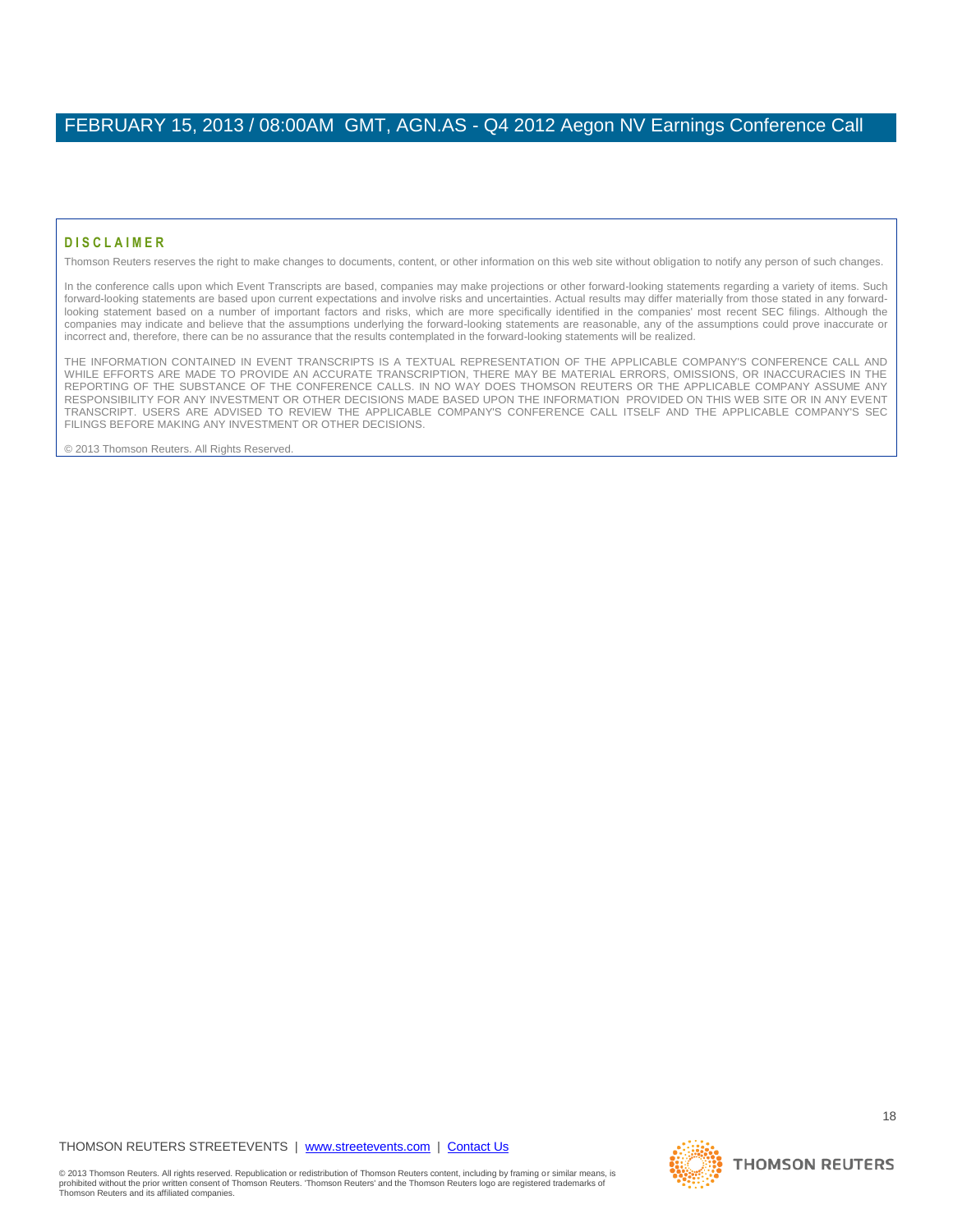## DISCLAIMER

Thomson Reuters reserves the right to make changes to documents, content, or other information on this web site without obligation to notify any person of such changes.

In the conference calls upon which Event Transcripts are based, companies may make projections or other forward-looking statements regarding a variety of items. Such forward-looking statements are based upon current expectations and involve risks and uncertainties. Actual results may differ materially from those stated in any forward-looking statement based on a number of important factors and risks, which are more specifically identified in the companies' most recent SEC filings. Although the companies may indicate and believe that the assumptions underlying the forward-looking statements are reasonable, any of the assumptions could prove inaccurate or incorrect and, therefore, there can be no assurance that the results contemplated in the forward-looking statements will be realized.

THE INFORMATION CONTAINED IN EVENT TRANSCRIPTS IS A TEXTUAL REPRESENTATION OF THE APPLICABLE COMPANY'S CONFERENCE CALL AND WHILE EFFORTS ARE MADE TO PROVIDE AN ACCURATE TRANSCRIPTION, THERE MAY BE MATERIAL ERRORS, OMISSIONS, OR INACCURACIES IN THE REPORTING OF THE SUBSTANCE OF THE CONFERENCE CALLS. IN NO WAY DOES THOMSON REUTERS OR THE APPLICABLE COMPANY ASSUME ANY RESPONSIBILITY FOR ANY INVESTMENT OR OTHER DECISIONS MADE BASED UPON THE INFORMATION PROVIDED ON THIS WEB SITE OR IN ANY EVENT TRANSCRIPT. USERS ARE ADVISED TO REVIEW THE APPLICABLE COMPANY'S CONFERENCE CALL ITSELF AND THE APPLICABLE COMPANY'S SEC FILINGS BEFORE MAKING ANY INVESTMENT OR OTHER DECISIONS.

© 2013 Thomson Reuters. All Rights Reserved.